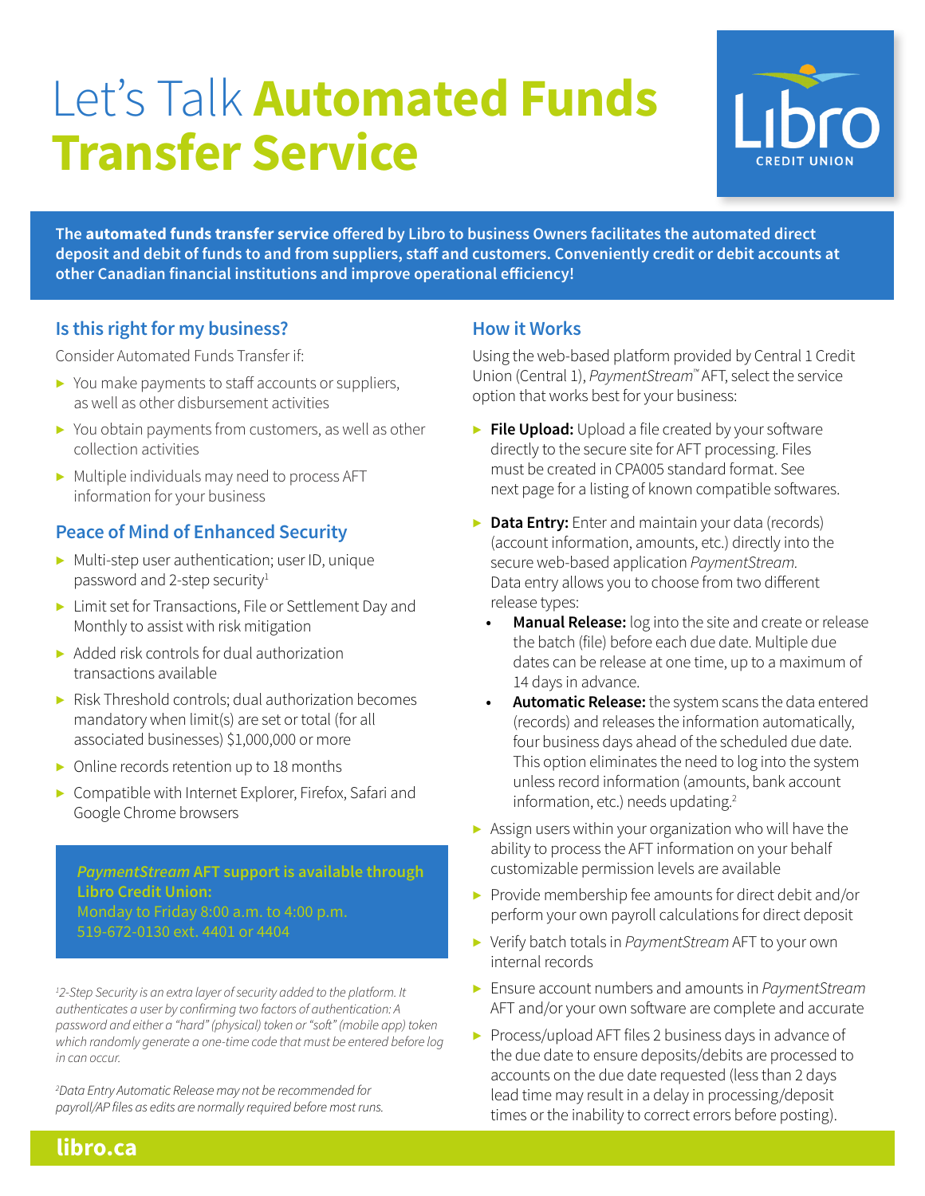# Let's Talk **Automated Funds Transfer Service**

Libro CREDIT UNION

**The automated funds transfer service offered by Libro to business Owners facilitates the automated direct deposit and debit of funds to and from suppliers, staff and customers. Conveniently credit or debit accounts at other Canadian financial institutions and improve operational efficiency!**

## Is this right for my business?

Consider Automated Funds Transfer if:

- You make payments to staff accounts or suppliers, as well as other disbursement activities
- You obtain payments from customers, as well as other collection activities
- Multiple individuals may need to process AFT information for your business

## Peace of Mind of Enhanced Security

- Multi-step user authentication; user ID, unique password and 2-step security[1]
- Limit set for Transactions, File or Settlement Day and Monthly to assist with risk mitigation
- Added risk controls for dual authorization transactions available
- Risk Threshold controls; dual authorization becomes mandatory when limit(s) are set or total (for all associated businesses) $1,000,000 or more
- Online records retention up to 18 months
- Compatible with Internet Explorer, Firefox, Safari and Google Chrome browsers

***PaymentStream* AFT support is available through Libro Credit Union:**
Monday to Friday 8:00 a.m. to 4:00 p.m.
519-672-0130 ext. 4401 or 4404

*[1]2-Step Security is an extra layer of security added to the platform. It authenticates a user by confirming two factors of authentication: A password and either a "hard" (physical) token or "soft" (mobile app) token which randomly generate a one-time code that must be entered before log in can occur.*

*[2]Data Entry Automatic Release may not be recommended for payroll/AP files as edits are normally required before most runs.*

## How it Works

Using the web-based platform provided by Central 1 Credit Union (Central 1), *PaymentStream*™ AFT, select the service option that works best for your business:

- **File Upload:** Upload a file created by your software directly to the secure site for AFT processing. Files must be created in CPA005 standard format. See next page for a listing of known compatible softwares.
- **Data Entry:** Enter and maintain your data (records) (account information, amounts, etc.) directly into the secure web-based application *PaymentStream.* Data entry allows you to choose from two different release types:
  - **Manual Release:** log into the site and create or release the batch (file) before each due date. Multiple due dates can be release at one time, up to a maximum of 14 days in advance.
  - **Automatic Release:** the system scans the data entered (records) and releases the information automatically, four business days ahead of the scheduled due date. This option eliminates the need to log into the system unless record information (amounts, bank account information, etc.) needs updating.[2]
- Assign users within your organization who will have the ability to process the AFT information on your behalf customizable permission levels are available
- Provide membership fee amounts for direct debit and/or perform your own payroll calculations for direct deposit
- Verify batch totals in *PaymentStream* AFT to your own internal records
- Ensure account numbers and amounts in *PaymentStream* AFT and/or your own software are complete and accurate
- Process/upload AFT files 2 business days in advance of the due date to ensure deposits/debits are processed to accounts on the due date requested (less than 2 days lead time may result in a delay in processing/deposit times or the inability to correct errors before posting).

**libro.ca**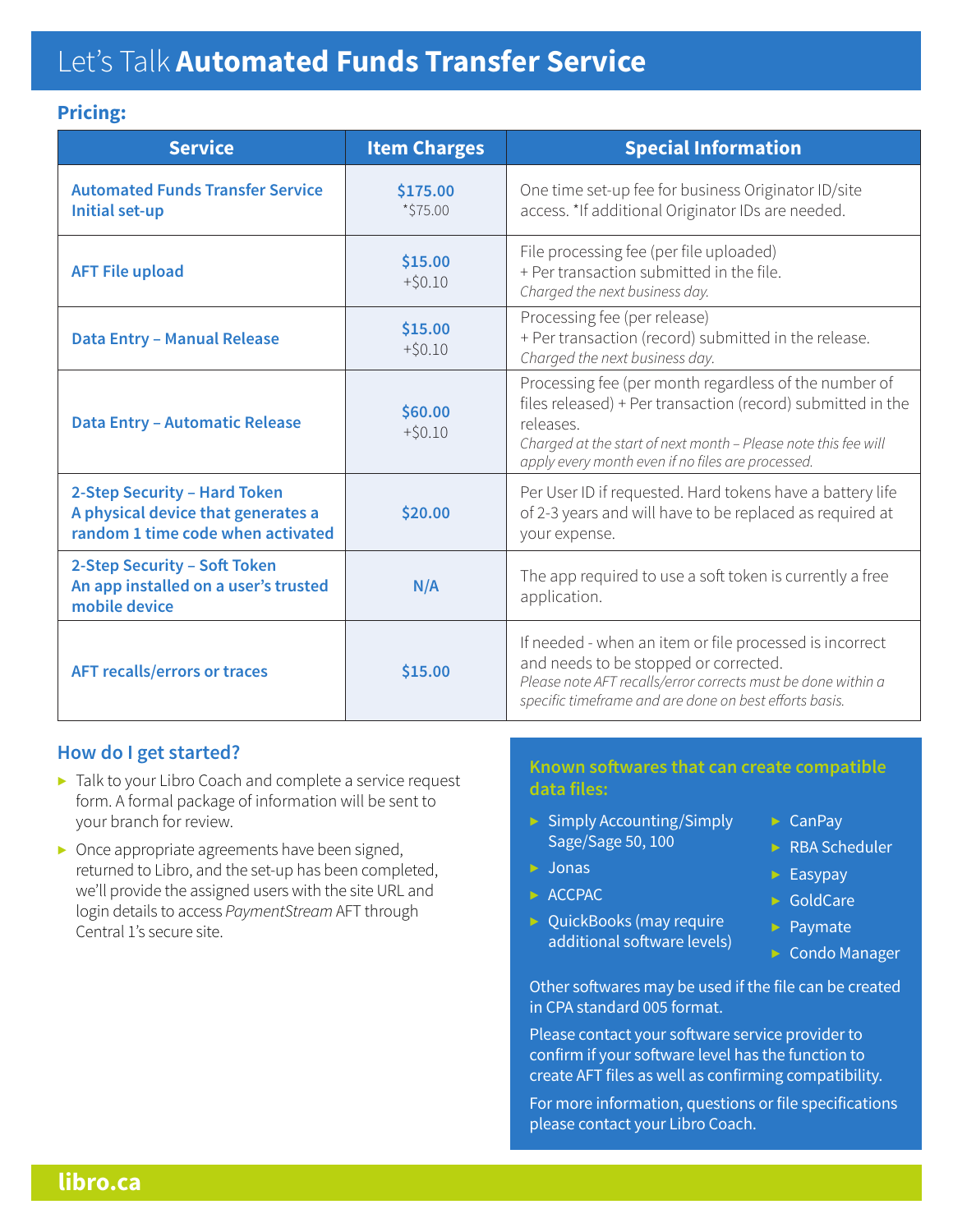# Let's Talk **Automated Funds Transfer Service**

## Pricing:

| Service | Item Charges | Special Information |
|---|---|---|
| **Automated Funds Transfer Service Initial set-up** | **$175.00** *$75.00 | One time set-up fee for business Originator ID/site access. *If additional Originator IDs are needed. |
| **AFT File upload** | **$15.00** +$0.10 | File processing fee (per file uploaded) + Per transaction submitted in the file. *Charged the next business day.* |
| **Data Entry – Manual Release** | **$15.00** +$0.10 | Processing fee (per release) + Per transaction (record) submitted in the release. *Charged the next business day.* |
| **Data Entry – Automatic Release** | **$60.00** +$0.10 | Processing fee (per month regardless of the number of files released) + Per transaction (record) submitted in the releases. *Charged at the start of next month – Please note this fee will apply every month even if no files are processed.* |
| **2-Step Security – Hard Token A physical device that generates a random 1 time code when activated** | **$20.00** | Per User ID if requested. Hard tokens have a battery life of 2-3 years and will have to be replaced as required at your expense. |
| **2-Step Security – Soft Token An app installed on a user's trusted mobile device** | **N/A** | The app required to use a soft token is currently a free application. |
| **AFT recalls/errors or traces** | **$15.00** | If needed - when an item or file processed is incorrect and needs to be stopped or corrected. *Please note AFT recalls/error corrects must be done within a specific timeframe and are done on best efforts basis.* |

## How do I get started?

- Talk to your Libro Coach and complete a service request form. A formal package of information will be sent to your branch for review.
- Once appropriate agreements have been signed, returned to Libro, and the set-up has been completed, we'll provide the assigned users with the site URL and login details to access *PaymentStream* AFT through Central 1's secure site.

### Known softwares that can create compatible data files:

- Simply Accounting/Simply Sage/Sage 50, 100
- Jonas
- ACCPAC
- QuickBooks (may require additional software levels)
- CanPay
- RBA Scheduler
- Easypay
- GoldCare
- Paymate
- Condo Manager

Other softwares may be used if the file can be created in CPA standard 005 format.

Please contact your software service provider to confirm if your software level has the function to create AFT files as well as confirming compatibility.

For more information, questions or file specifications please contact your Libro Coach.

**libro.ca**